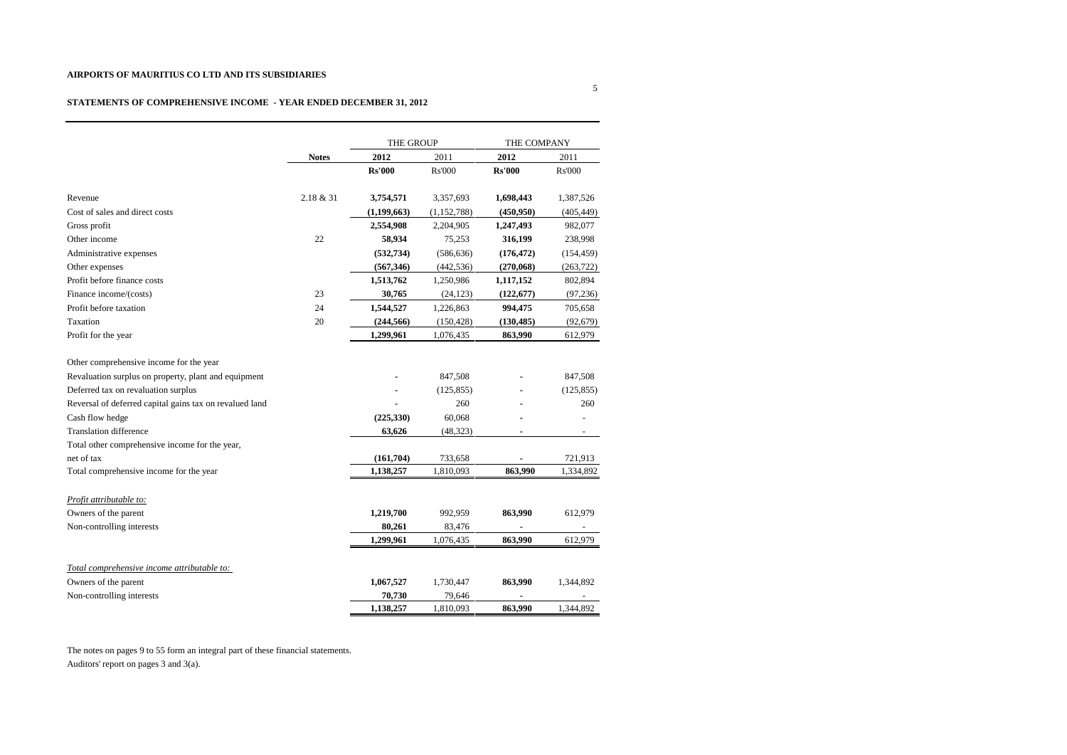**AIRPORTS OF MAURITIUS CO LTD AND ITS SUBSIDIARIES**

**STATEMENTS OF COMPREHENSIVE INCOME - YEAR ENDED DECEMBER 31, 2012**

| | | THE GROUP | | THE COMPANY | |
|---|---|---|---|---|---|
| | **Notes** | **2012** | 2011 | **2012** | 2011 |
| | | **Rs'000** | Rs'000 | **Rs'000** | Rs'000 |
| Revenue | 2.18 & 31 | **3,754,571** | 3,357,693 | **1,698,443** | 1,387,526 |
| Cost of sales and direct costs | | **(1,199,663)** | (1,152,788) | **(450,950)** | (405,449) |
| Gross profit | | **2,554,908** | 2,204,905 | **1,247,493** | 982,077 |
| Other income | 22 | **58,934** | 75,253 | **316,199** | 238,998 |
| Administrative expenses | | **(532,734)** | (586,636) | **(176,472)** | (154,459) |
| Other expenses | | **(567,346)** | (442,536) | **(270,068)** | (263,722) |
| Profit before finance costs | | **1,513,762** | 1,250,986 | **1,117,152** | 802,894 |
| Finance income/(costs) | 23 | **30,765** | (24,123) | **(122,677)** | (97,236) |
| Profit before taxation | 24 | **1,544,527** | 1,226,863 | **994,475** | 705,658 |
| Taxation | 20 | **(244,566)** | (150,428) | **(130,485)** | (92,679) |
| Profit for the year | | **1,299,961** | 1,076,435 | **863,990** | 612,979 |
| Other comprehensive income for the year | | | | | |
| Revaluation surplus on property, plant and equipment | | **-** | 847,508 | **-** | 847,508 |
| Deferred tax on revaluation surplus | | **-** | (125,855) | **-** | (125,855) |
| Reversal of deferred capital gains tax on revalued land | | **-** | 260 | **-** | 260 |
| Cash flow hedge | | **(225,330)** | 60,068 | **-** | - |
| Translation difference | | **63,626** | (48,323) | **-** | - |
| Total other comprehensive income for the year, net of tax | | **(161,704)** | 733,658 | **-** | 721,913 |
| Total comprehensive income for the year | | **1,138,257** | 1,810,093 | **863,990** | 1,334,892 |
| *Profit attributable to:* | | | | | |
| Owners of the parent | | **1,219,700** | 992,959 | **863,990** | 612,979 |
| Non-controlling interests | | **80,261** | 83,476 | **-** | - |
| | | **1,299,961** | 1,076,435 | **863,990** | 612,979 |
| *Total comprehensive income attributable to:* | | | | | |
| Owners of the parent | | **1,067,527** | 1,730,447 | **863,990** | 1,344,892 |
| Non-controlling interests | | **70,730** | 79,646 | **-** | - |
| | | **1,138,257** | 1,810,093 | **863,990** | 1,344,892 |

The notes on pages 9 to 55 form an integral part of these financial statements.

Auditors' report on pages 3 and 3(a).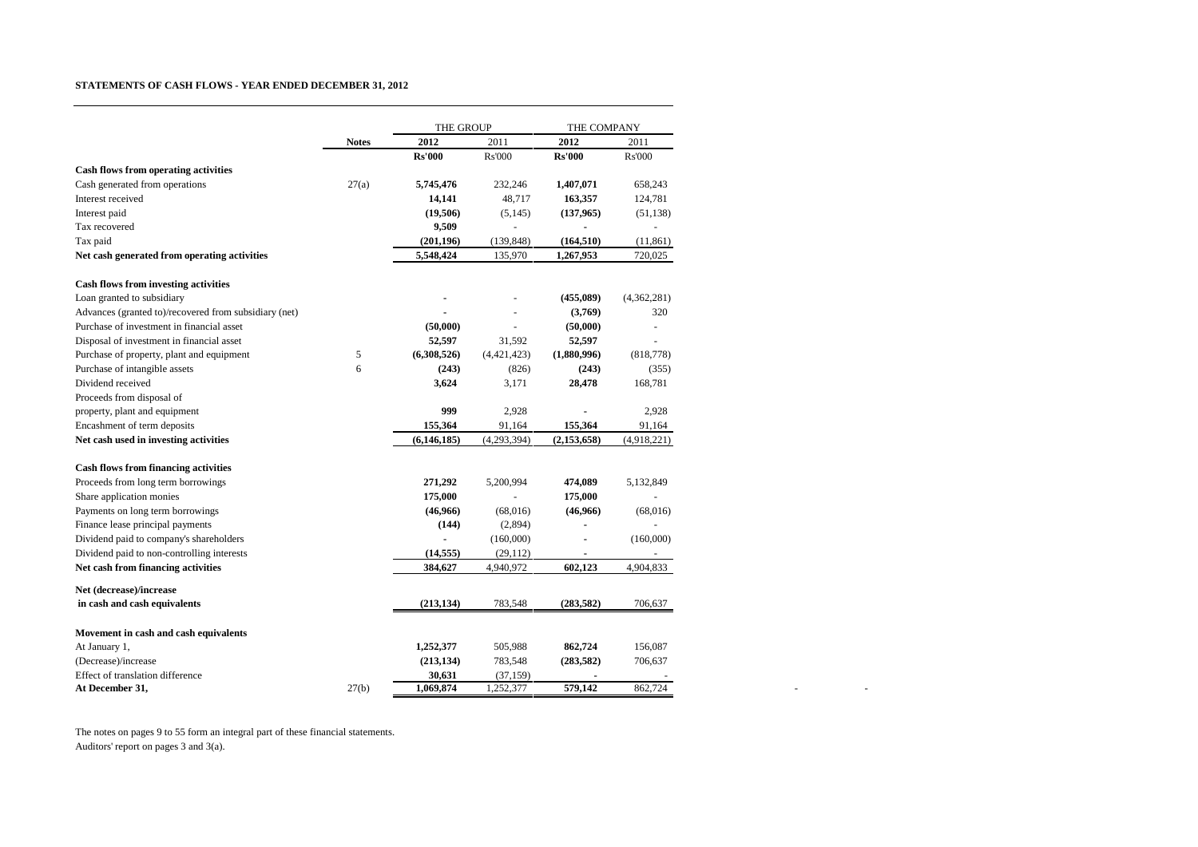**STATEMENTS OF CASH FLOWS - YEAR ENDED DECEMBER 31, 2012**

| | | THE GROUP | | THE COMPANY | |
|---|---|---|---|---|---|
| | **Notes** | **2012** | 2011 | **2012** | 2011 |
| | | **Rs'000** | Rs'000 | **Rs'000** | Rs'000 |
| **Cash flows from operating activities** | | | | | |
| Cash generated from operations | 27(a) | **5,745,476** | 232,246 | **1,407,071** | 658,243 |
| Interest received | | **14,141** | 48,717 | **163,357** | 124,781 |
| Interest paid | | **(19,506)** | (5,145) | **(137,965)** | (51,138) |
| Tax recovered | | **9,509** | - | **-** | - |
| Tax paid | | **(201,196)** | (139,848) | **(164,510)** | (11,861) |
| **Net cash generated from operating activities** | | **5,548,424** | 135,970 | **1,267,953** | 720,025 |
| **Cash flows from investing activities** | | | | | |
| Loan granted to subsidiary | | **-** | - | **(455,089)** | (4,362,281) |
| Advances (granted to)/recovered from subsidiary (net) | | **-** | - | **(3,769)** | 320 |
| Purchase of investment in financial asset | | **(50,000)** | - | **(50,000)** | - |
| Disposal of investment in financial asset | | **52,597** | 31,592 | **52,597** | - |
| Purchase of property, plant and equipment | 5 | **(6,308,526)** | (4,421,423) | **(1,880,996)** | (818,778) |
| Purchase of intangible assets | 6 | **(243)** | (826) | **(243)** | (355) |
| Dividend received | | **3,624** | 3,171 | **28,478** | 168,781 |
| Proceeds from disposal of property, plant and equipment | | **999** | 2,928 | **-** | 2,928 |
| Encashment of term deposits | | **155,364** | 91,164 | **155,364** | 91,164 |
| **Net cash used in investing activities** | | **(6,146,185)** | (4,293,394) | **(2,153,658)** | (4,918,221) |
| **Cash flows from financing activities** | | | | | |
| Proceeds from long term borrowings | | **271,292** | 5,200,994 | **474,089** | 5,132,849 |
| Share application monies | | **175,000** | - | **175,000** | - |
| Payments on long term borrowings | | **(46,966)** | (68,016) | **(46,966)** | (68,016) |
| Finance lease principal payments | | **(144)** | (2,894) | **-** | - |
| Dividend paid to company's shareholders | | **-** | (160,000) | **-** | (160,000) |
| Dividend paid to non-controlling interests | | **(14,555)** | (29,112) | **-** | - |
| **Net cash from financing activities** | | **384,627** | 4,940,972 | **602,123** | 4,904,833 |
| **Net (decrease)/increase in cash and cash equivalents** | | **(213,134)** | 783,548 | **(283,582)** | 706,637 |
| **Movement in cash and cash equivalents** | | | | | |
| At January 1, | | **1,252,377** | 505,988 | **862,724** | 156,087 |
| (Decrease)/increase | | **(213,134)** | 783,548 | **(283,582)** | 706,637 |
| Effect of translation difference | | **30,631** | (37,159) | **-** | - |
| **At December 31,** | 27(b) | **1,069,874** | 1,252,377 | **579,142** | 862,724 |

The notes on pages 9 to 55 form an integral part of these financial statements.

Auditors' report on pages 3 and 3(a).